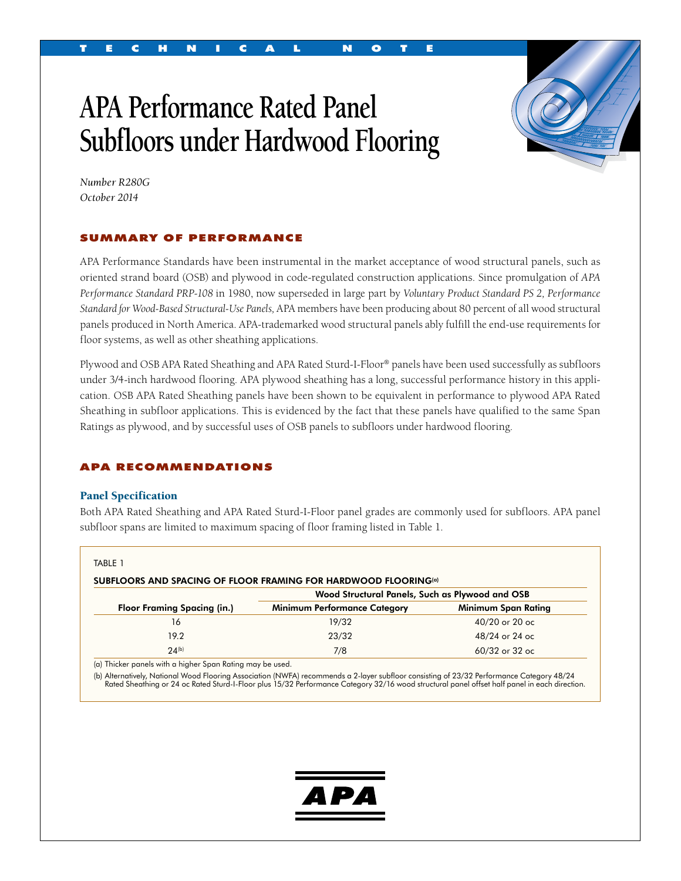TECHNICAL NOTE

# APA Performance Rated Panel Subfloors under Hardwood Flooring

*Number R280G*
*October 2014*

## SUMMARY OF PERFORMANCE

APA Performance Standards have been instrumental in the market acceptance of wood structural panels, such as oriented strand board (OSB) and plywood in code-regulated construction applications. Since promulgation of *APA Performance Standard PRP-108* in 1980, now superseded in large part by *Voluntary Product Standard PS 2, Performance Standard for Wood-Based Structural-Use Panels,* APA members have been producing about 80 percent of all wood structural panels produced in North America. APA-trademarked wood structural panels ably fulfill the end-use requirements for floor systems, as well as other sheathing applications.

Plywood and OSB APA Rated Sheathing and APA Rated Sturd-I-Floor® panels have been used successfully as subfloors under 3/4-inch hardwood flooring. APA plywood sheathing has a long, successful performance history in this application. OSB APA Rated Sheathing panels have been shown to be equivalent in performance to plywood APA Rated Sheathing in subfloor applications. This is evidenced by the fact that these panels have qualified to the same Span Ratings as plywood, and by successful uses of OSB panels to subfloors under hardwood flooring.

## APA RECOMMENDATIONS

### Panel Specification

Both APA Rated Sheathing and APA Rated Sturd-I-Floor panel grades are commonly used for subfloors. APA panel subfloor spans are limited to maximum spacing of floor framing listed in Table 1.

TABLE 1

SUBFLOORS AND SPACING OF FLOOR FRAMING FOR HARDWOOD FLOORING[a]

| | Wood Structural Panels, Such as Plywood and OSB | |
|---|---|---|
| Floor Framing Spacing (in.) | Minimum Performance Category | Minimum Span Rating |
| 16 | 19/32 | 40/20 or 20 oc |
| 19.2 | 23/32 | 48/24 or 24 oc |
| 24[b] | 7/8 | 60/32 or 32 oc |

(a) Thicker panels with a higher Span Rating may be used.

(b) Alternatively, National Wood Flooring Association (NWFA) recommends a 2-layer subfloor consisting of 23/32 Performance Category 48/24 Rated Sheathing or 24 oc Rated Sturd-I-Floor plus 15/32 Performance Category 32/16 wood structural panel offset half panel in each direction.

APA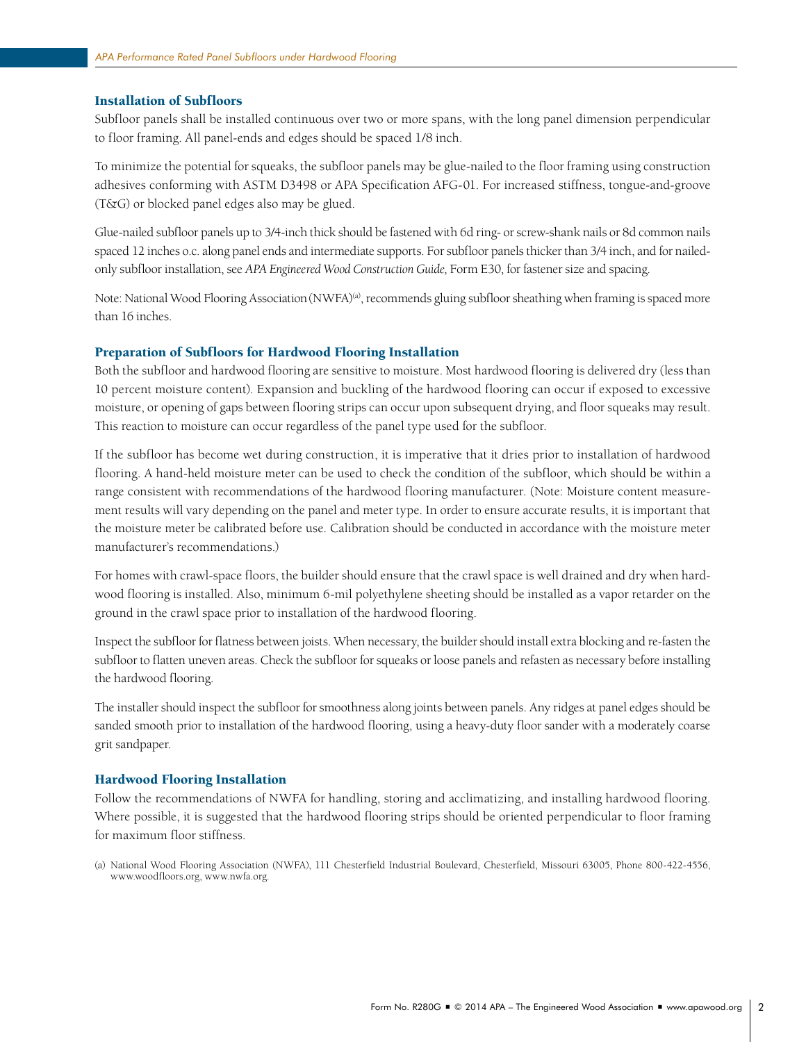## Installation of Subfloors

Subfloor panels shall be installed continuous over two or more spans, with the long panel dimension perpendicular to floor framing. All panel-ends and edges should be spaced 1/8 inch.

To minimize the potential for squeaks, the subfloor panels may be glue-nailed to the floor framing using construction adhesives conforming with ASTM D3498 or APA Specification AFG-01. For increased stiffness, tongue-and-groove (T&G) or blocked panel edges also may be glued.

Glue-nailed subfloor panels up to 3/4-inch thick should be fastened with 6d ring- or screw-shank nails or 8d common nails spaced 12 inches o.c. along panel ends and intermediate supports. For subfloor panels thicker than 3/4 inch, and for nailed-only subfloor installation, see *APA Engineered Wood Construction Guide,* Form E30, for fastener size and spacing.

Note: National Wood Flooring Association (NWFA)[a], recommends gluing subfloor sheathing when framing is spaced more than 16 inches.

## Preparation of Subfloors for Hardwood Flooring Installation

Both the subfloor and hardwood flooring are sensitive to moisture. Most hardwood flooring is delivered dry (less than 10 percent moisture content). Expansion and buckling of the hardwood flooring can occur if exposed to excessive moisture, or opening of gaps between flooring strips can occur upon subsequent drying, and floor squeaks may result. This reaction to moisture can occur regardless of the panel type used for the subfloor.

If the subfloor has become wet during construction, it is imperative that it dries prior to installation of hardwood flooring. A hand-held moisture meter can be used to check the condition of the subfloor, which should be within a range consistent with recommendations of the hardwood flooring manufacturer. (Note: Moisture content measurement results will vary depending on the panel and meter type. In order to ensure accurate results, it is important that the moisture meter be calibrated before use. Calibration should be conducted in accordance with the moisture meter manufacturer's recommendations.)

For homes with crawl-space floors, the builder should ensure that the crawl space is well drained and dry when hardwood flooring is installed. Also, minimum 6-mil polyethylene sheeting should be installed as a vapor retarder on the ground in the crawl space prior to installation of the hardwood flooring.

Inspect the subfloor for flatness between joists. When necessary, the builder should install extra blocking and re-fasten the subfloor to flatten uneven areas. Check the subfloor for squeaks or loose panels and refasten as necessary before installing the hardwood flooring.

The installer should inspect the subfloor for smoothness along joints between panels. Any ridges at panel edges should be sanded smooth prior to installation of the hardwood flooring, using a heavy-duty floor sander with a moderately coarse grit sandpaper.

## Hardwood Flooring Installation

Follow the recommendations of NWFA for handling, storing and acclimatizing, and installing hardwood flooring. Where possible, it is suggested that the hardwood flooring strips should be oriented perpendicular to floor framing for maximum floor stiffness.

(a) National Wood Flooring Association (NWFA), 111 Chesterfield Industrial Boulevard, Chesterfield, Missouri 63005, Phone 800-422-4556, www.woodfloors.org, www.nwfa.org.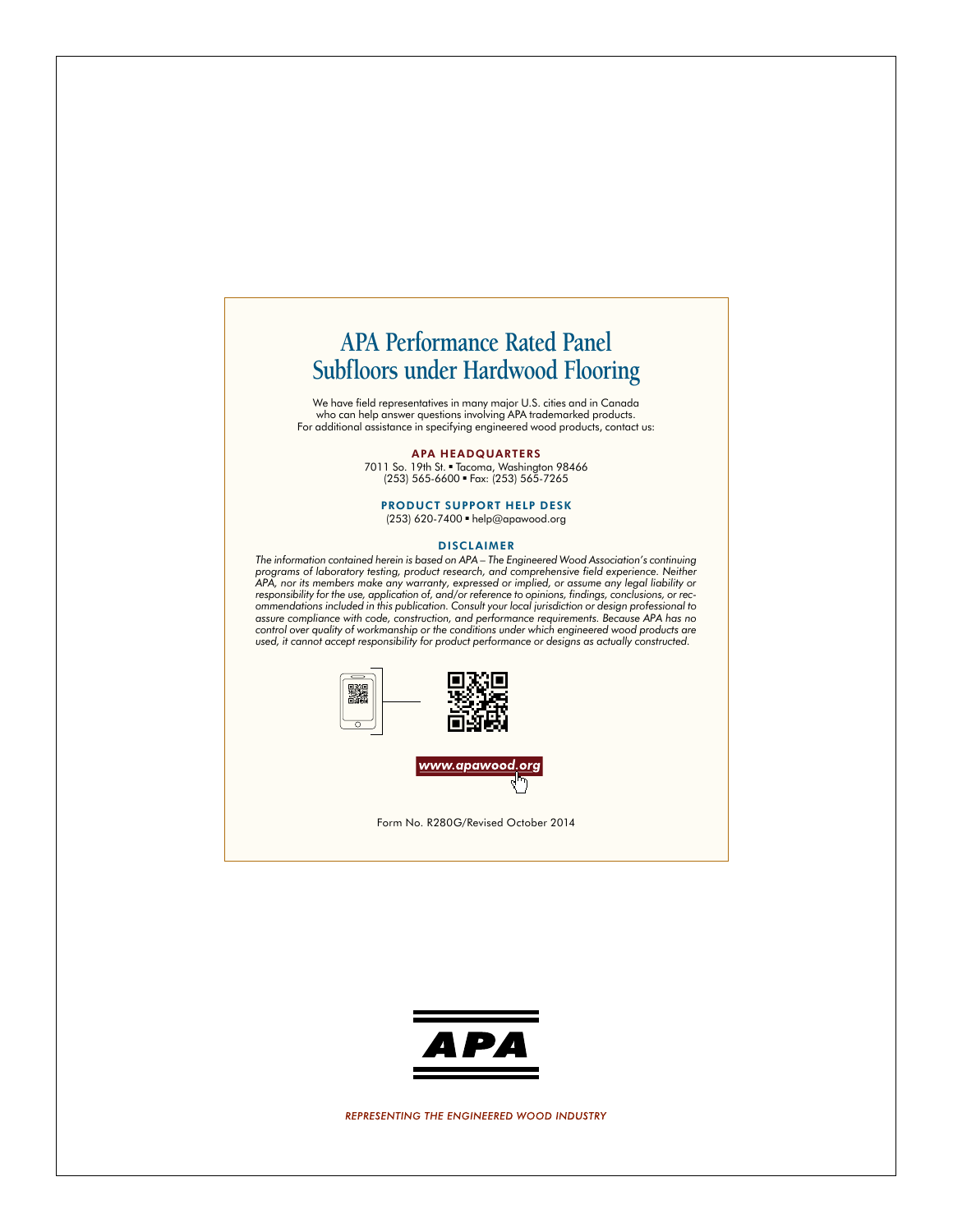# APA Performance Rated Panel Subfloors under Hardwood Flooring

We have field representatives in many major U.S. cities and in Canada who can help answer questions involving APA trademarked products. For additional assistance in specifying engineered wood products, contact us:

**APA HEADQUARTERS**

7011 So. 19th St. ▪ Tacoma, Washington 98466
(253) 565-6600 ▪ Fax: (253) 565-7265

**PRODUCT SUPPORT HELP DESK**

(253) 620-7400 ▪ help@apawood.org

**DISCLAIMER**

*The information contained herein is based on APA – The Engineered Wood Association's continuing programs of laboratory testing, product research, and comprehensive field experience. Neither APA, nor its members make any warranty, expressed or implied, or assume any legal liability or responsibility for the use, application of, and/or reference to opinions, findings, conclusions, or recommendations included in this publication. Consult your local jurisdiction or design professional to assure compliance with code, construction, and performance requirements. Because APA has no control over quality of workmanship or the conditions under which engineered wood products are used, it cannot accept responsibility for product performance or designs as actually constructed.*

www.apawood.org

Form No. R280G/Revised October 2014

APA

REPRESENTING THE ENGINEERED WOOD INDUSTRY